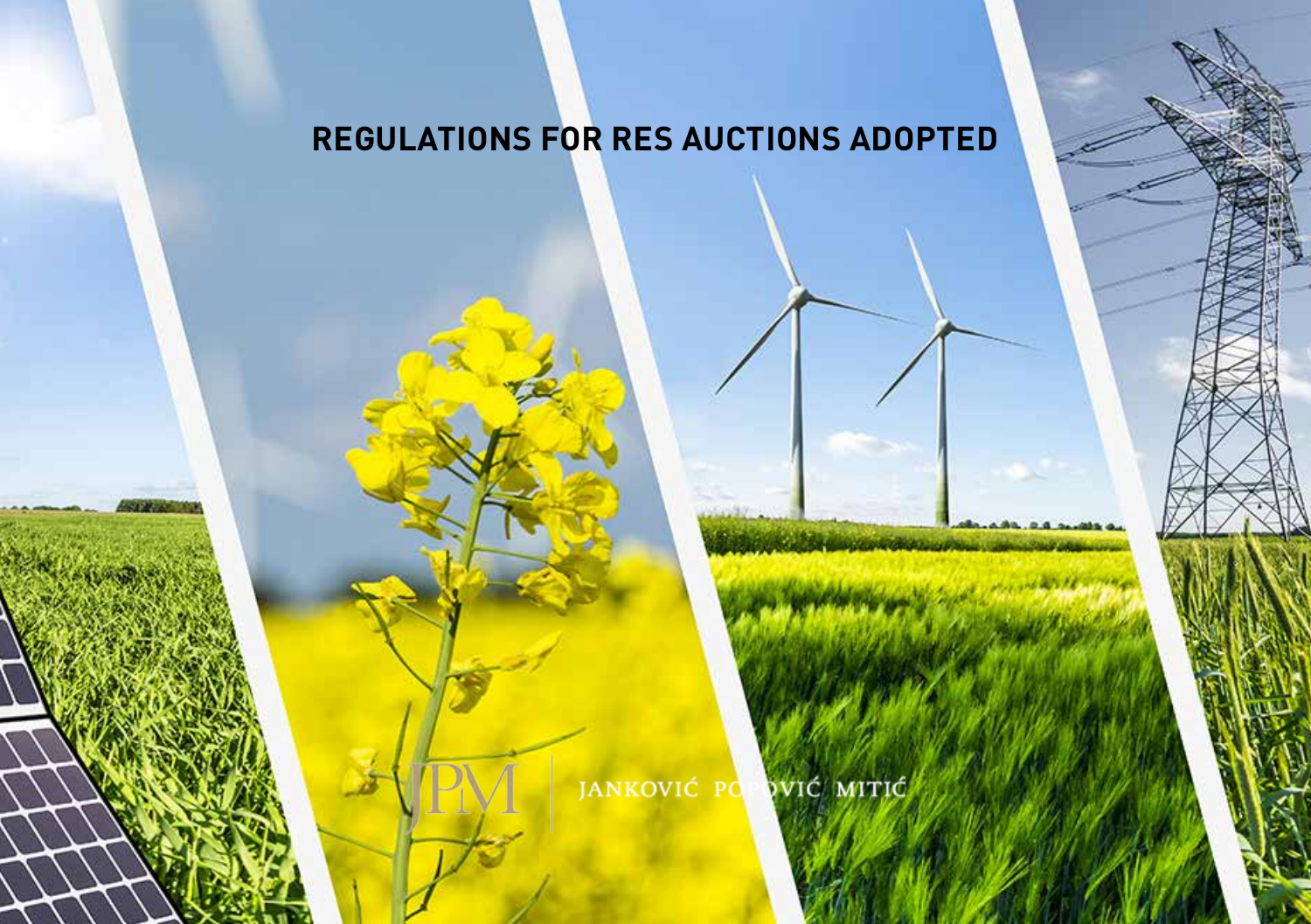# REGULATIONS FOR RES AUCTIONS ADOPTED

JPM | JANKOVIĆ POPOVIĆ MITIĆ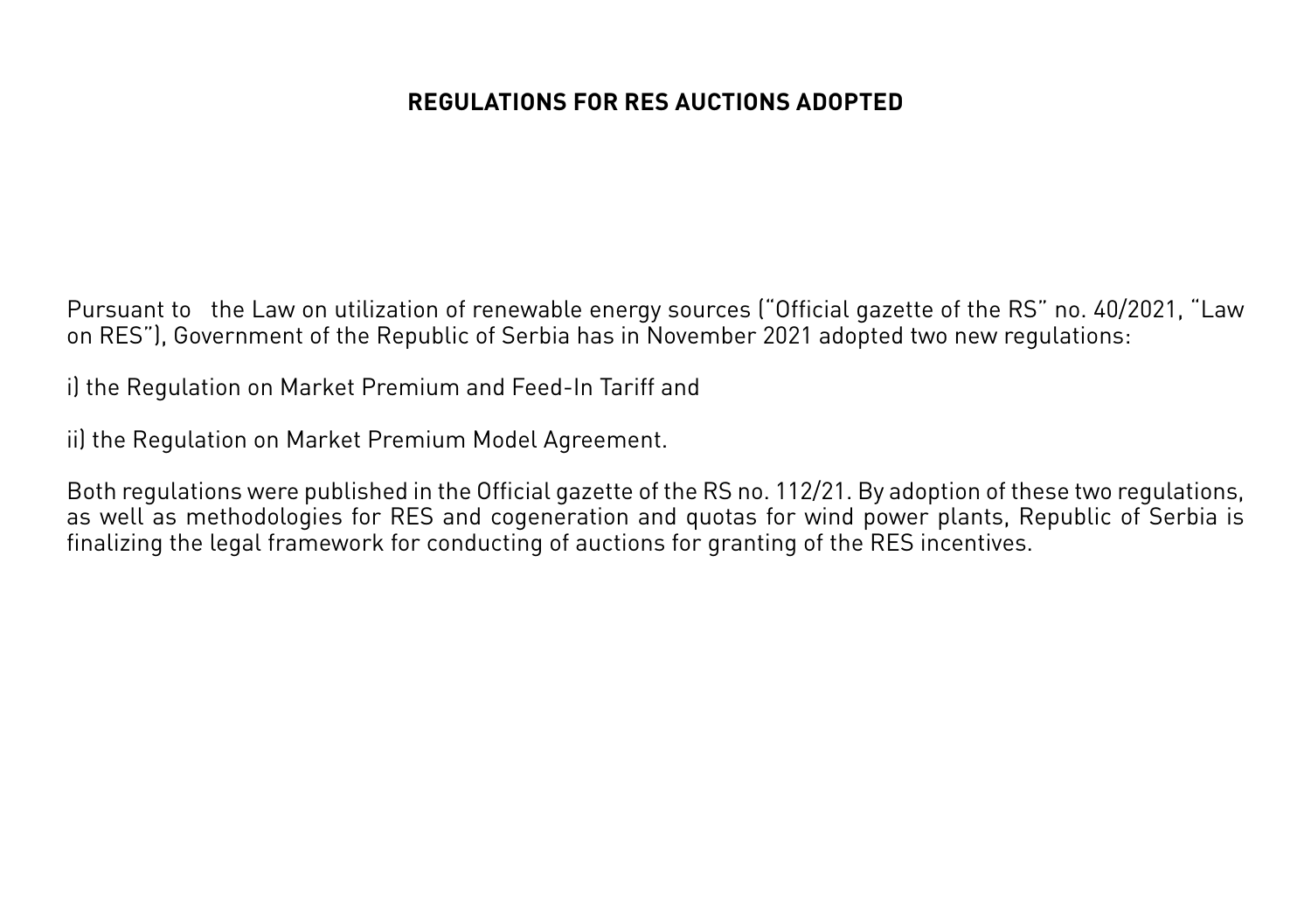## REGULATIONS FOR RES AUCTIONS ADOPTED

Pursuant to the Law on utilization of renewable energy sources ("Official gazette of the RS" no. 40/2021, "Law on RES"), Government of the Republic of Serbia has in November 2021 adopted two new regulations:

i) the Regulation on Market Premium and Feed-In Tariff and

ii) the Regulation on Market Premium Model Agreement.

Both regulations were published in the Official gazette of the RS no. 112/21. By adoption of these two regulations, as well as methodologies for RES and cogeneration and quotas for wind power plants, Republic of Serbia is finalizing the legal framework for conducting of auctions for granting of the RES incentives.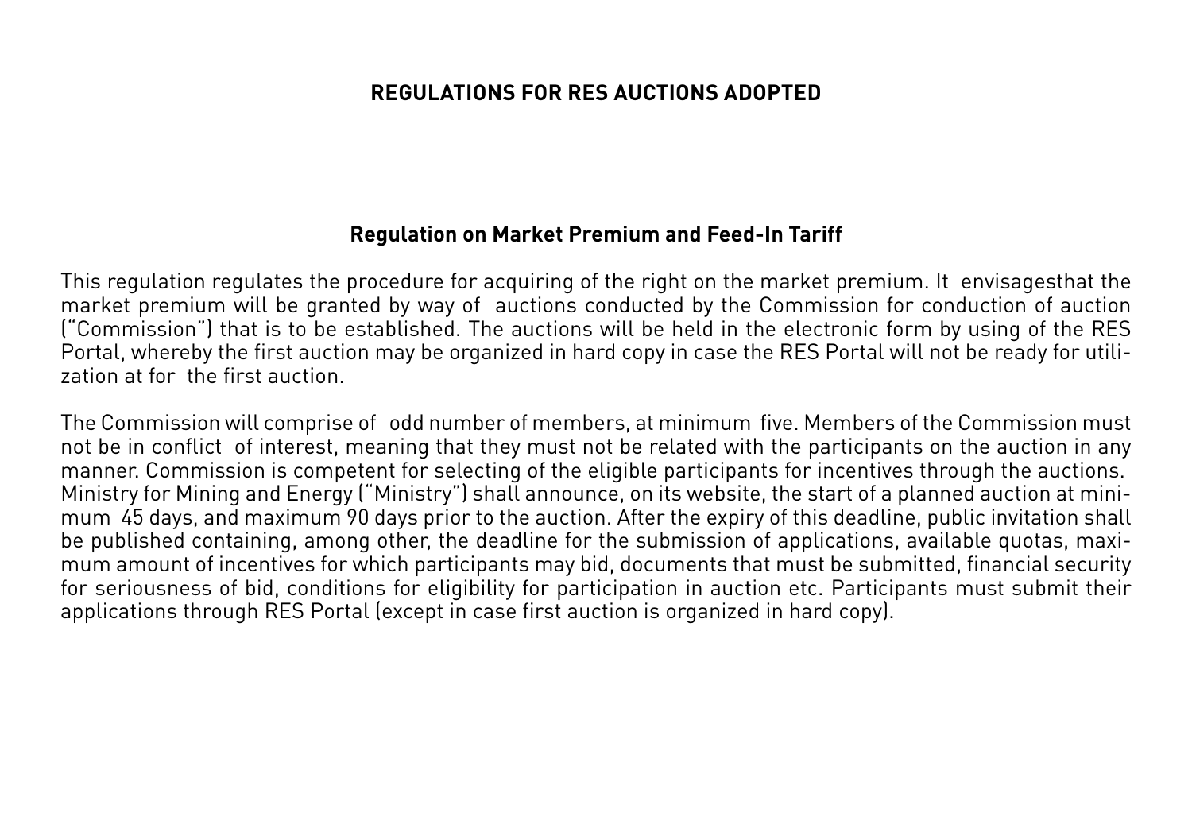## REGULATIONS FOR RES AUCTIONS ADOPTED

### Regulation on Market Premium and Feed-In Tariff

This regulation regulates the procedure for acquiring of the right on the market premium. It envisagesthat the market premium will be granted by way of auctions conducted by the Commission for conduction of auction ("Commission") that is to be established. The auctions will be held in the electronic form by using of the RES Portal, whereby the first auction may be organized in hard copy in case the RES Portal will not be ready for utilization at for the first auction.

The Commission will comprise of odd number of members, at minimum five. Members of the Commission must not be in conflict of interest, meaning that they must not be related with the participants on the auction in any manner. Commission is competent for selecting of the eligible participants for incentives through the auctions. Ministry for Mining and Energy ("Ministry") shall announce, on its website, the start of a planned auction at minimum 45 days, and maximum 90 days prior to the auction. After the expiry of this deadline, public invitation shall be published containing, among other, the deadline for the submission of applications, available quotas, maximum amount of incentives for which participants may bid, documents that must be submitted, financial security for seriousness of bid, conditions for eligibility for participation in auction etc. Participants must submit their applications through RES Portal (except in case first auction is organized in hard copy).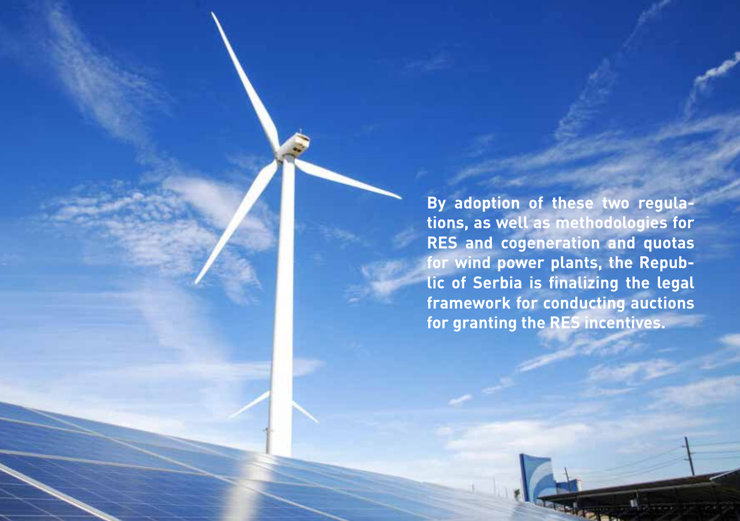**By adoption of these two regulations, as well as methodologies for RES and cogeneration and quotas for wind power plants, the Republic of Serbia is finalizing the legal framework for conducting auctions for granting the RES incentives.**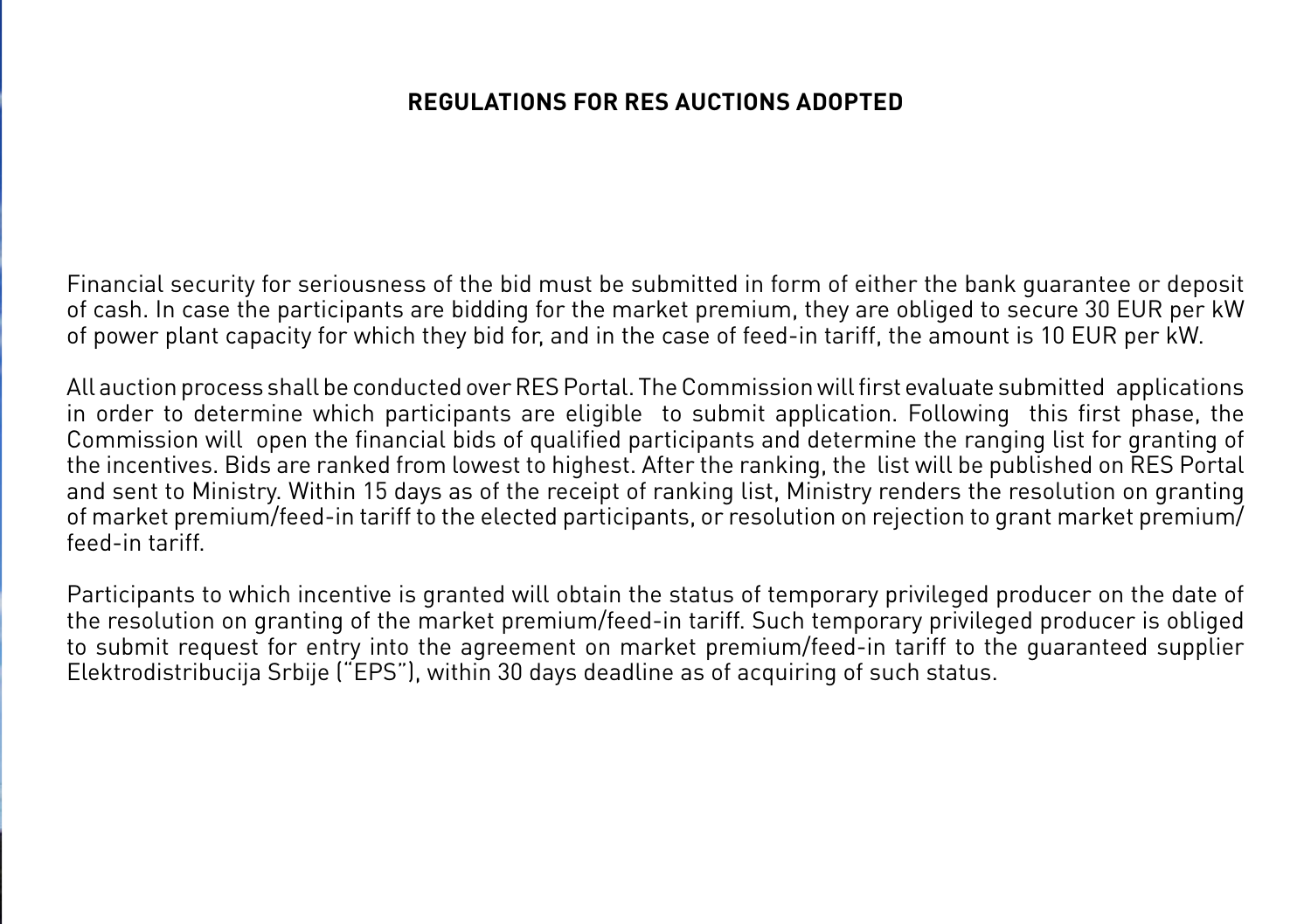**REGULATIONS FOR RES AUCTIONS ADOPTED**

Financial security for seriousness of the bid must be submitted in form of either the bank guarantee or deposit of cash. In case the participants are bidding for the market premium, they are obliged to secure 30 EUR per kW of power plant capacity for which they bid for, and in the case of feed-in tariff, the amount is 10 EUR per kW.

All auction process shall be conducted over RES Portal. The Commission will first evaluate submitted applications in order to determine which participants are eligible to submit application. Following this first phase, the Commission will open the financial bids of qualified participants and determine the ranging list for granting of the incentives. Bids are ranked from lowest to highest. After the ranking, the list will be published on RES Portal and sent to Ministry. Within 15 days as of the receipt of ranking list, Ministry renders the resolution on granting of market premium/feed-in tariff to the elected participants, or resolution on rejection to grant market premium/feed-in tariff.

Participants to which incentive is granted will obtain the status of temporary privileged producer on the date of the resolution on granting of the market premium/feed-in tariff. Such temporary privileged producer is obliged to submit request for entry into the agreement on market premium/feed-in tariff to the guaranteed supplier Elektrodistribucija Srbije ("EPS"), within 30 days deadline as of acquiring of such status.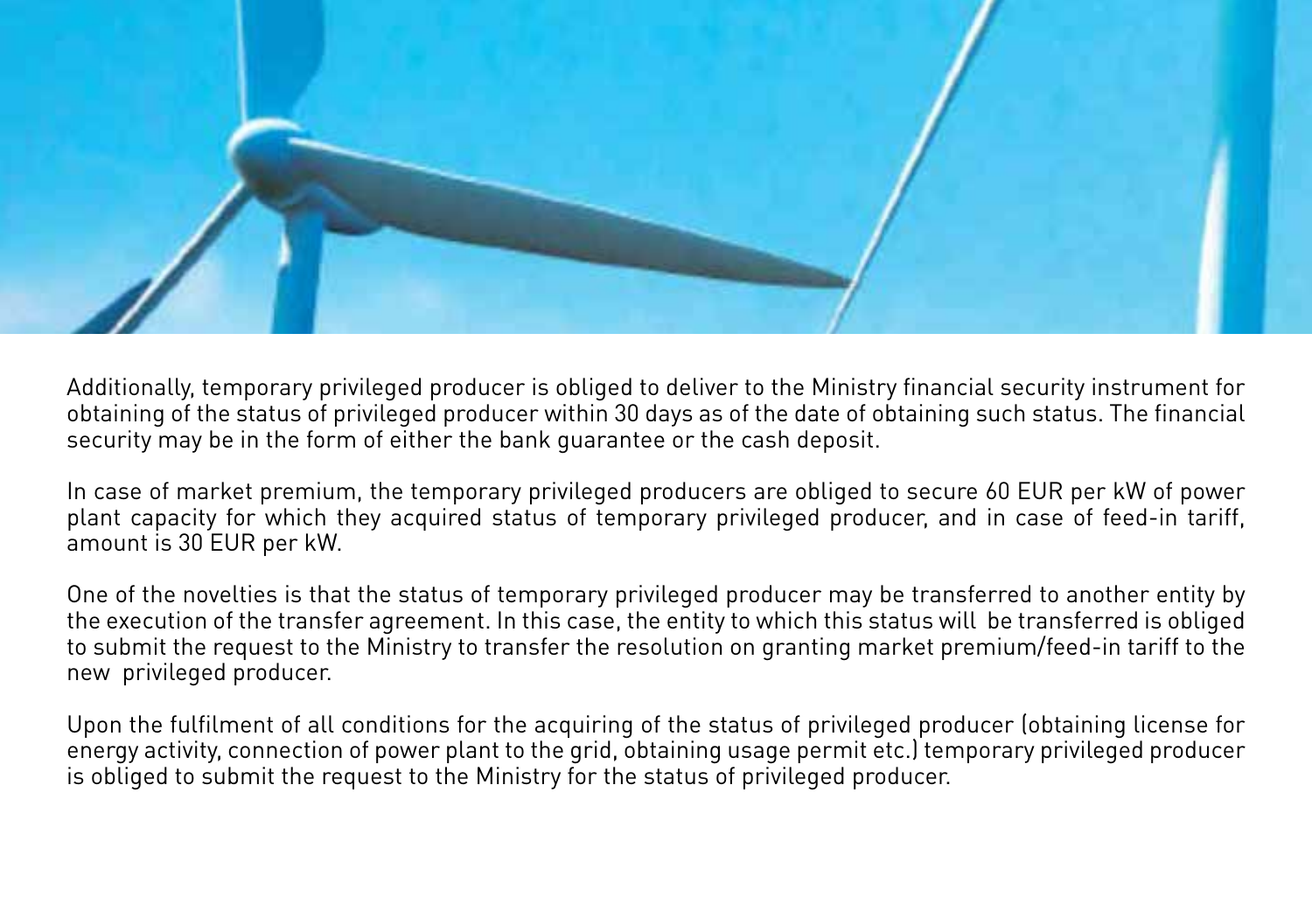Additionally, temporary privileged producer is obliged to deliver to the Ministry financial security instrument for obtaining of the status of privileged producer within 30 days as of the date of obtaining such status. The financial security may be in the form of either the bank guarantee or the cash deposit.

In case of market premium, the temporary privileged producers are obliged to secure 60 EUR per kW of power plant capacity for which they acquired status of temporary privileged producer, and in case of feed-in tariff, amount is 30 EUR per kW.

One of the novelties is that the status of temporary privileged producer may be transferred to another entity by the execution of the transfer agreement. In this case, the entity to which this status will be transferred is obliged to submit the request to the Ministry to transfer the resolution on granting market premium/feed-in tariff to the new privileged producer.

Upon the fulfilment of all conditions for the acquiring of the status of privileged producer (obtaining license for energy activity, connection of power plant to the grid, obtaining usage permit etc.) temporary privileged producer is obliged to submit the request to the Ministry for the status of privileged producer.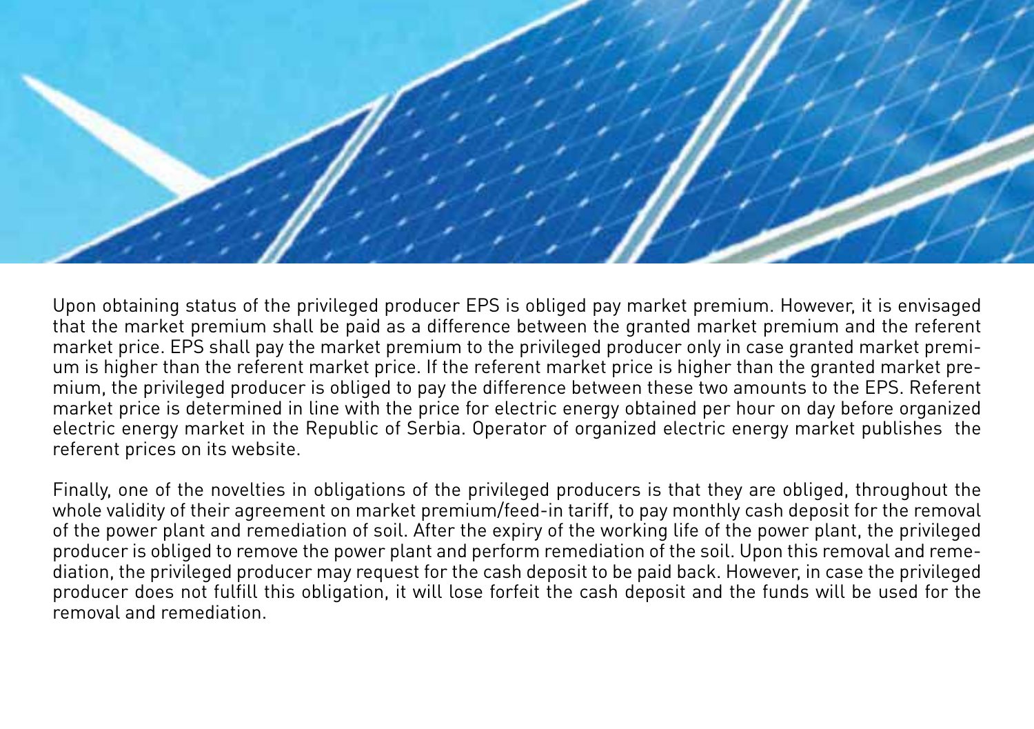Upon obtaining status of the privileged producer EPS is obliged pay market premium. However, it is envisaged that the market premium shall be paid as a difference between the granted market premium and the referent market price. EPS shall pay the market premium to the privileged producer only in case granted market premium is higher than the referent market price. If the referent market price is higher than the granted market premium, the privileged producer is obliged to pay the difference between these two amounts to the EPS. Referent market price is determined in line with the price for electric energy obtained per hour on day before organized electric energy market in the Republic of Serbia. Operator of organized electric energy market publishes the referent prices on its website.

Finally, one of the novelties in obligations of the privileged producers is that they are obliged, throughout the whole validity of their agreement on market premium/feed-in tariff, to pay monthly cash deposit for the removal of the power plant and remediation of soil. After the expiry of the working life of the power plant, the privileged producer is obliged to remove the power plant and perform remediation of the soil. Upon this removal and remediation, the privileged producer may request for the cash deposit to be paid back. However, in case the privileged producer does not fulfill this obligation, it will lose forfeit the cash deposit and the funds will be used for the removal and remediation.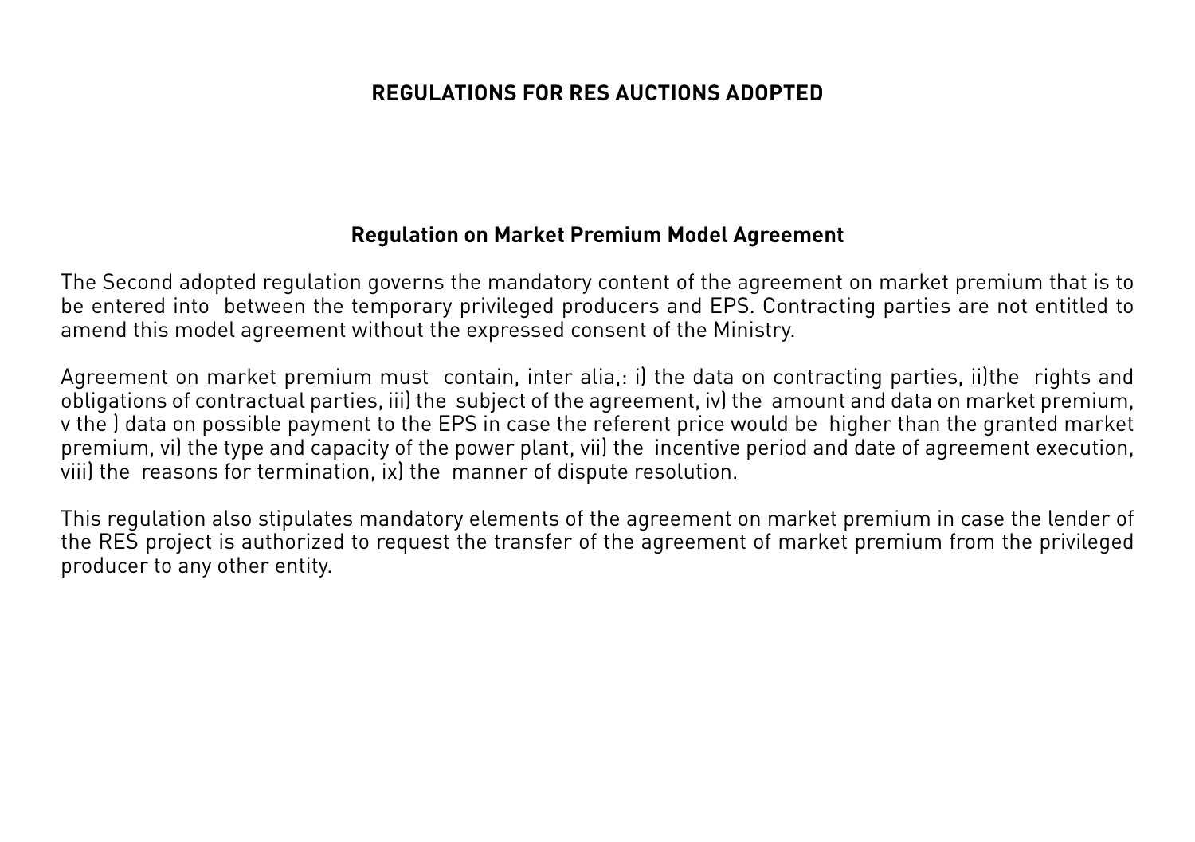## REGULATIONS FOR RES AUCTIONS ADOPTED

### Regulation on Market Premium Model Agreement

The Second adopted regulation governs the mandatory content of the agreement on market premium that is to be entered into between the temporary privileged producers and EPS. Contracting parties are not entitled to amend this model agreement without the expressed consent of the Ministry.

Agreement on market premium must contain, inter alia,: i) the data on contracting parties, ii)the rights and obligations of contractual parties, iii) the subject of the agreement, iv) the amount and data on market premium, v the ) data on possible payment to the EPS in case the referent price would be higher than the granted market premium, vi) the type and capacity of the power plant, vii) the incentive period and date of agreement execution, viii) the reasons for termination, ix) the manner of dispute resolution.

This regulation also stipulates mandatory elements of the agreement on market premium in case the lender of the RES project is authorized to request the transfer of the agreement of market premium from the privileged producer to any other entity.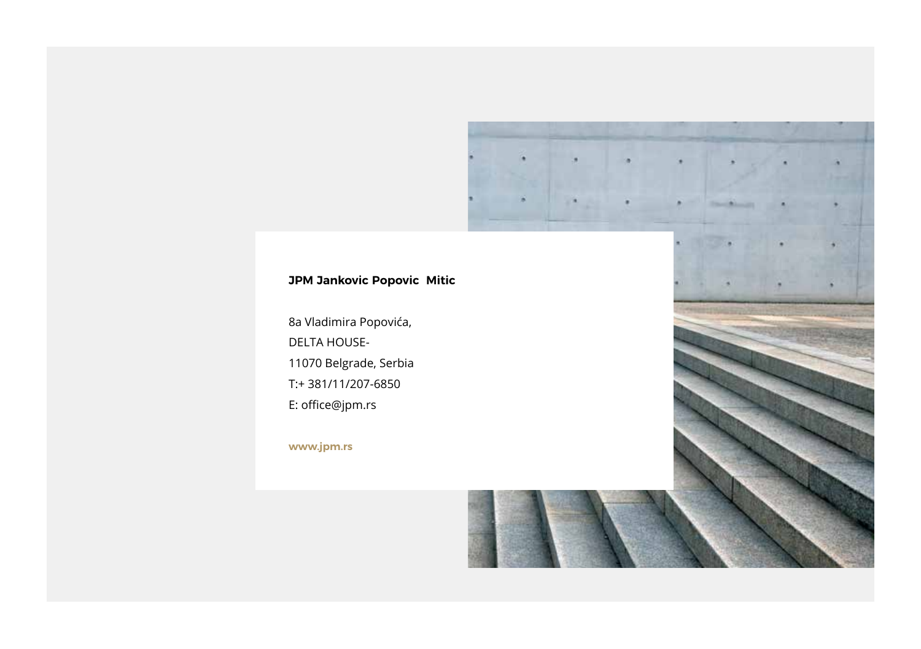**JPM Jankovic Popovic  Mitic**

8a Vladimira Popovića,
DELTA HOUSE-
11070 Belgrade, Serbia
T:+ 381/11/207-6850
E: office@jpm.rs

**www.jpm.rs**